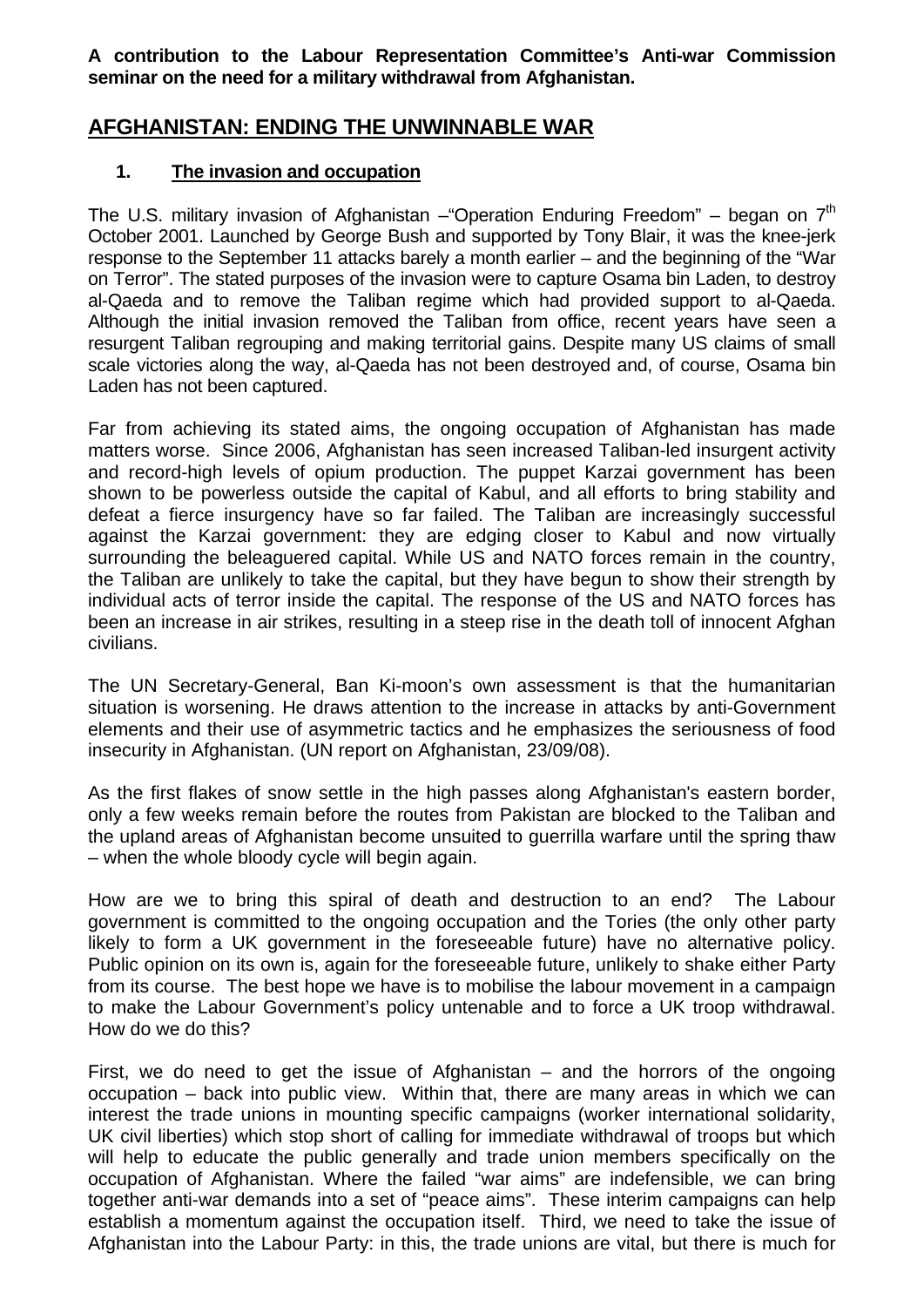**A contribution to the Labour Representation Committee's Anti-war Commission seminar on the need for a military withdrawal from Afghanistan.**

# AFGHANISTAN: ENDING THE UNWINNABLE WAR

## 1. The invasion and occupation

The U.S. military invasion of Afghanistan –"Operation Enduring Freedom" – began on 7th October 2001. Launched by George Bush and supported by Tony Blair, it was the knee-jerk response to the September 11 attacks barely a month earlier – and the beginning of the "War on Terror". The stated purposes of the invasion were to capture Osama bin Laden, to destroy al-Qaeda and to remove the Taliban regime which had provided support to al-Qaeda. Although the initial invasion removed the Taliban from office, recent years have seen a resurgent Taliban regrouping and making territorial gains. Despite many US claims of small scale victories along the way, al-Qaeda has not been destroyed and, of course, Osama bin Laden has not been captured.

Far from achieving its stated aims, the ongoing occupation of Afghanistan has made matters worse. Since 2006, Afghanistan has seen increased Taliban-led insurgent activity and record-high levels of opium production. The puppet Karzai government has been shown to be powerless outside the capital of Kabul, and all efforts to bring stability and defeat a fierce insurgency have so far failed. The Taliban are increasingly successful against the Karzai government: they are edging closer to Kabul and now virtually surrounding the beleaguered capital. While US and NATO forces remain in the country, the Taliban are unlikely to take the capital, but they have begun to show their strength by individual acts of terror inside the capital. The response of the US and NATO forces has been an increase in air strikes, resulting in a steep rise in the death toll of innocent Afghan civilians.

The UN Secretary-General, Ban Ki-moon's own assessment is that the humanitarian situation is worsening. He draws attention to the increase in attacks by anti-Government elements and their use of asymmetric tactics and he emphasizes the seriousness of food insecurity in Afghanistan. (UN report on Afghanistan, 23/09/08).

As the first flakes of snow settle in the high passes along Afghanistan's eastern border, only a few weeks remain before the routes from Pakistan are blocked to the Taliban and the upland areas of Afghanistan become unsuited to guerrilla warfare until the spring thaw – when the whole bloody cycle will begin again.

How are we to bring this spiral of death and destruction to an end? The Labour government is committed to the ongoing occupation and the Tories (the only other party likely to form a UK government in the foreseeable future) have no alternative policy. Public opinion on its own is, again for the foreseeable future, unlikely to shake either Party from its course. The best hope we have is to mobilise the labour movement in a campaign to make the Labour Government's policy untenable and to force a UK troop withdrawal. How do we do this?

First, we do need to get the issue of Afghanistan – and the horrors of the ongoing occupation – back into public view. Within that, there are many areas in which we can interest the trade unions in mounting specific campaigns (worker international solidarity, UK civil liberties) which stop short of calling for immediate withdrawal of troops but which will help to educate the public generally and trade union members specifically on the occupation of Afghanistan. Where the failed "war aims" are indefensible, we can bring together anti-war demands into a set of "peace aims". These interim campaigns can help establish a momentum against the occupation itself. Third, we need to take the issue of Afghanistan into the Labour Party: in this, the trade unions are vital, but there is much for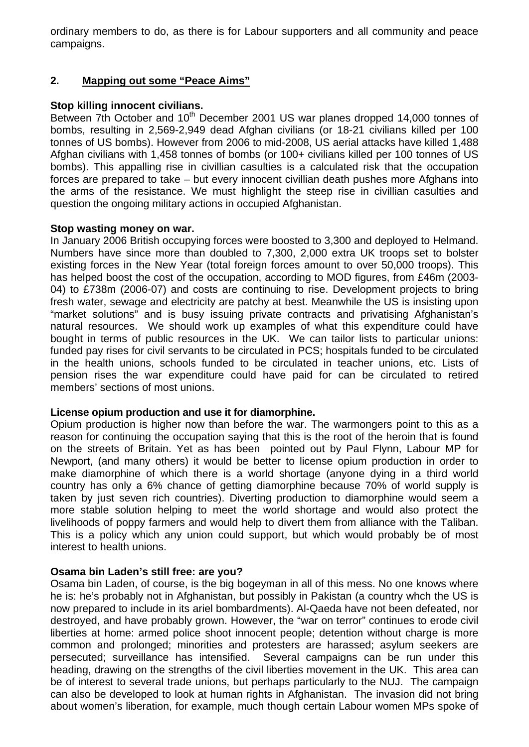ordinary members to do, as there is for Labour supporters and all community and peace campaigns.

## 2. Mapping out some "Peace Aims"

**Stop killing innocent civilians.**
Between 7th October and 10th December 2001 US war planes dropped 14,000 tonnes of bombs, resulting in 2,569-2,949 dead Afghan civilians (or 18-21 civilians killed per 100 tonnes of US bombs). However from 2006 to mid-2008, US aerial attacks have killed 1,488 Afghan civilians with 1,458 tonnes of bombs (or 100+ civilians killed per 100 tonnes of US bombs). This appalling rise in civillian casulties is a calculated risk that the occupation forces are prepared to take – but every innocent civillian death pushes more Afghans into the arms of the resistance. We must highlight the steep rise in civillian casulties and question the ongoing military actions in occupied Afghanistan.

**Stop wasting money on war.**
In January 2006 British occupying forces were boosted to 3,300 and deployed to Helmand. Numbers have since more than doubled to 7,300, 2,000 extra UK troops set to bolster existing forces in the New Year (total foreign forces amount to over 50,000 troops). This has helped boost the cost of the occupation, according to MOD figures, from £46m (2003-04) to £738m (2006-07) and costs are continuing to rise. Development projects to bring fresh water, sewage and electricity are patchy at best. Meanwhile the US is insisting upon "market solutions" and is busy issuing private contracts and privatising Afghanistan's natural resources. We should work up examples of what this expenditure could have bought in terms of public resources in the UK. We can tailor lists to particular unions: funded pay rises for civil servants to be circulated in PCS; hospitals funded to be circulated in the health unions, schools funded to be circulated in teacher unions, etc. Lists of pension rises the war expenditure could have paid for can be circulated to retired members' sections of most unions.

**License opium production and use it for diamorphine.**
Opium production is higher now than before the war. The warmongers point to this as a reason for continuing the occupation saying that this is the root of the heroin that is found on the streets of Britain. Yet as has been pointed out by Paul Flynn, Labour MP for Newport, (and many others) it would be better to license opium production in order to make diamorphine of which there is a world shortage (anyone dying in a third world country has only a 6% chance of getting diamorphine because 70% of world supply is taken by just seven rich countries). Diverting production to diamorphine would seem a more stable solution helping to meet the world shortage and would also protect the livelihoods of poppy farmers and would help to divert them from alliance with the Taliban. This is a policy which any union could support, but which would probably be of most interest to health unions.

**Osama bin Laden's still free: are you?**
Osama bin Laden, of course, is the big bogeyman in all of this mess. No one knows where he is: he's probably not in Afghanistan, but possibly in Pakistan (a country whch the US is now prepared to include in its ariel bombardments). Al-Qaeda have not been defeated, nor destroyed, and have probably grown. However, the "war on terror" continues to erode civil liberties at home: armed police shoot innocent people; detention without charge is more common and prolonged; minorities and protesters are harassed; asylum seekers are persecuted; surveillance has intensified. Several campaigns can be run under this heading, drawing on the strengths of the civil liberties movement in the UK. This area can be of interest to several trade unions, but perhaps particularly to the NUJ. The campaign can also be developed to look at human rights in Afghanistan. The invasion did not bring about women's liberation, for example, much though certain Labour women MPs spoke of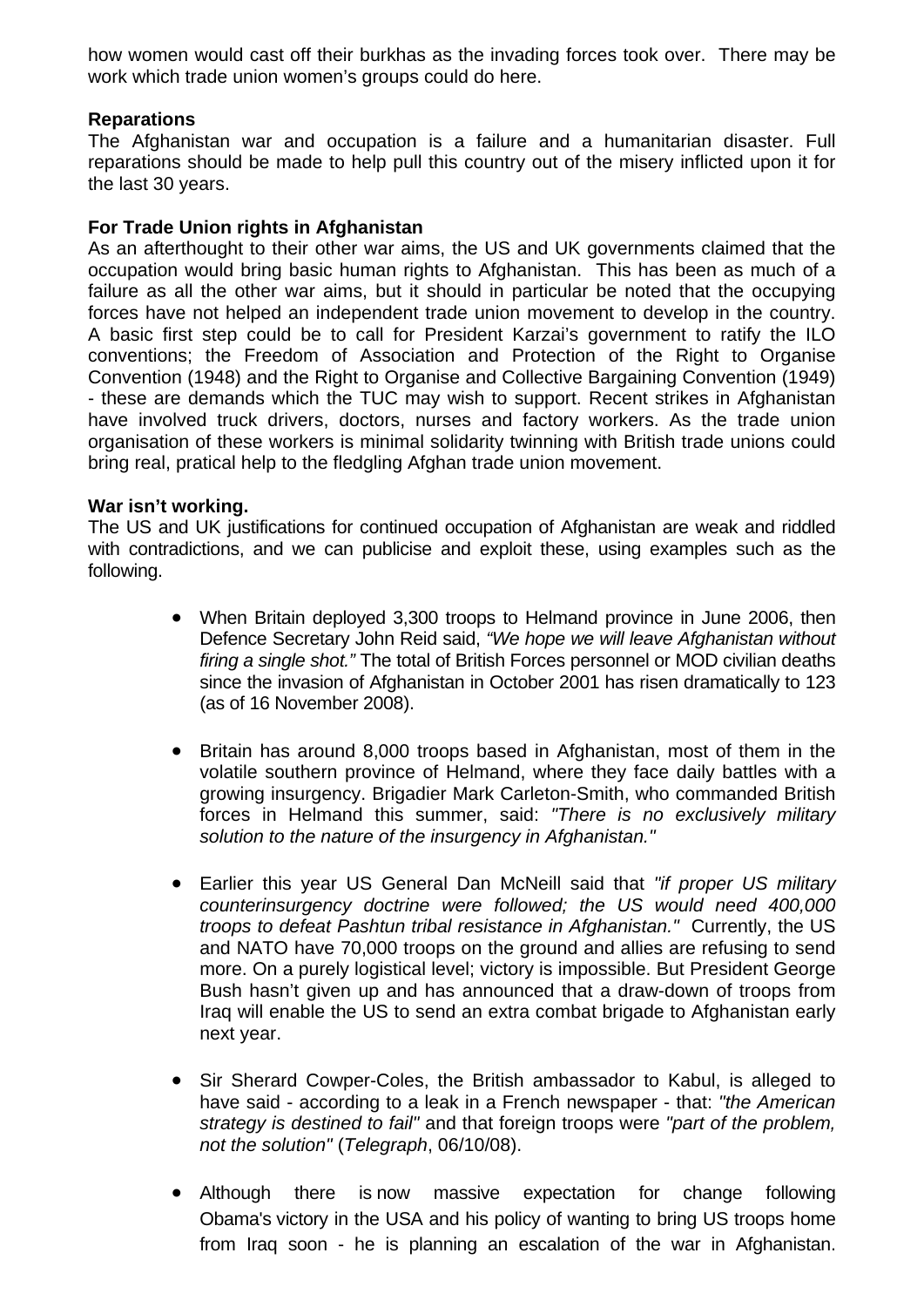how women would cast off their burkhas as the invading forces took over. There may be work which trade union women's groups could do here.

**Reparations**

The Afghanistan war and occupation is a failure and a humanitarian disaster. Full reparations should be made to help pull this country out of the misery inflicted upon it for the last 30 years.

**For Trade Union rights in Afghanistan**

As an afterthought to their other war aims, the US and UK governments claimed that the occupation would bring basic human rights to Afghanistan. This has been as much of a failure as all the other war aims, but it should in particular be noted that the occupying forces have not helped an independent trade union movement to develop in the country. A basic first step could be to call for President Karzai's government to ratify the ILO conventions; the Freedom of Association and Protection of the Right to Organise Convention (1948) and the Right to Organise and Collective Bargaining Convention (1949) - these are demands which the TUC may wish to support. Recent strikes in Afghanistan have involved truck drivers, doctors, nurses and factory workers. As the trade union organisation of these workers is minimal solidarity twinning with British trade unions could bring real, pratical help to the fledgling Afghan trade union movement.

**War isn't working.**

The US and UK justifications for continued occupation of Afghanistan are weak and riddled with contradictions, and we can publicise and exploit these, using examples such as the following.

- When Britain deployed 3,300 troops to Helmand province in June 2006, then Defence Secretary John Reid said, *"We hope we will leave Afghanistan without firing a single shot."* The total of British Forces personnel or MOD civilian deaths since the invasion of Afghanistan in October 2001 has risen dramatically to 123 (as of 16 November 2008).

- Britain has around 8,000 troops based in Afghanistan, most of them in the volatile southern province of Helmand, where they face daily battles with a growing insurgency. Brigadier Mark Carleton-Smith, who commanded British forces in Helmand this summer, said: *"There is no exclusively military solution to the nature of the insurgency in Afghanistan."*

- Earlier this year US General Dan McNeill said that *"if proper US military counterinsurgency doctrine were followed; the US would need 400,000 troops to defeat Pashtun tribal resistance in Afghanistan."* Currently, the US and NATO have 70,000 troops on the ground and allies are refusing to send more. On a purely logistical level; victory is impossible. But President George Bush hasn't given up and has announced that a draw-down of troops from Iraq will enable the US to send an extra combat brigade to Afghanistan early next year.

- Sir Sherard Cowper-Coles, the British ambassador to Kabul, is alleged to have said - according to a leak in a French newspaper - that: *"the American strategy is destined to fail"* and that foreign troops were *"part of the problem, not the solution"* (*Telegraph*, 06/10/08).

- Although there is now massive expectation for change following Obama's victory in the USA and his policy of wanting to bring US troops home from Iraq soon - he is planning an escalation of the war in Afghanistan.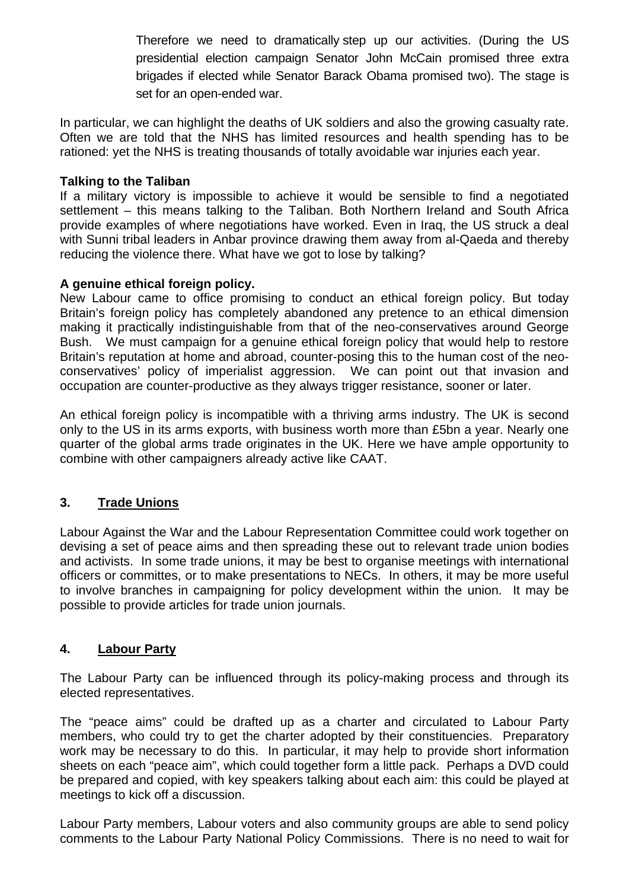> Therefore we need to dramatically step up our activities. (During the US presidential election campaign Senator John McCain promised three extra brigades if elected while Senator Barack Obama promised two). The stage is set for an open-ended war.

In particular, we can highlight the deaths of UK soldiers and also the growing casualty rate. Often we are told that the NHS has limited resources and health spending has to be rationed: yet the NHS is treating thousands of totally avoidable war injuries each year.

**Talking to the Taliban**
If a military victory is impossible to achieve it would be sensible to find a negotiated settlement – this means talking to the Taliban. Both Northern Ireland and South Africa provide examples of where negotiations have worked. Even in Iraq, the US struck a deal with Sunni tribal leaders in Anbar province drawing them away from al-Qaeda and thereby reducing the violence there. What have we got to lose by talking?

**A genuine ethical foreign policy.**
New Labour came to office promising to conduct an ethical foreign policy. But today Britain's foreign policy has completely abandoned any pretence to an ethical dimension making it practically indistinguishable from that of the neo-conservatives around George Bush. We must campaign for a genuine ethical foreign policy that would help to restore Britain's reputation at home and abroad, counter-posing this to the human cost of the neo-conservatives' policy of imperialist aggression. We can point out that invasion and occupation are counter-productive as they always trigger resistance, sooner or later.

An ethical foreign policy is incompatible with a thriving arms industry. The UK is second only to the US in its arms exports, with business worth more than £5bn a year. Nearly one quarter of the global arms trade originates in the UK. Here we have ample opportunity to combine with other campaigners already active like CAAT.

## 3. Trade Unions

Labour Against the War and the Labour Representation Committee could work together on devising a set of peace aims and then spreading these out to relevant trade union bodies and activists. In some trade unions, it may be best to organise meetings with international officers or committes, or to make presentations to NECs. In others, it may be more useful to involve branches in campaigning for policy development within the union. It may be possible to provide articles for trade union journals.

## 4. Labour Party

The Labour Party can be influenced through its policy-making process and through its elected representatives.

The "peace aims" could be drafted up as a charter and circulated to Labour Party members, who could try to get the charter adopted by their constituencies. Preparatory work may be necessary to do this. In particular, it may help to provide short information sheets on each "peace aim", which could together form a little pack. Perhaps a DVD could be prepared and copied, with key speakers talking about each aim: this could be played at meetings to kick off a discussion.

Labour Party members, Labour voters and also community groups are able to send policy comments to the Labour Party National Policy Commissions. There is no need to wait for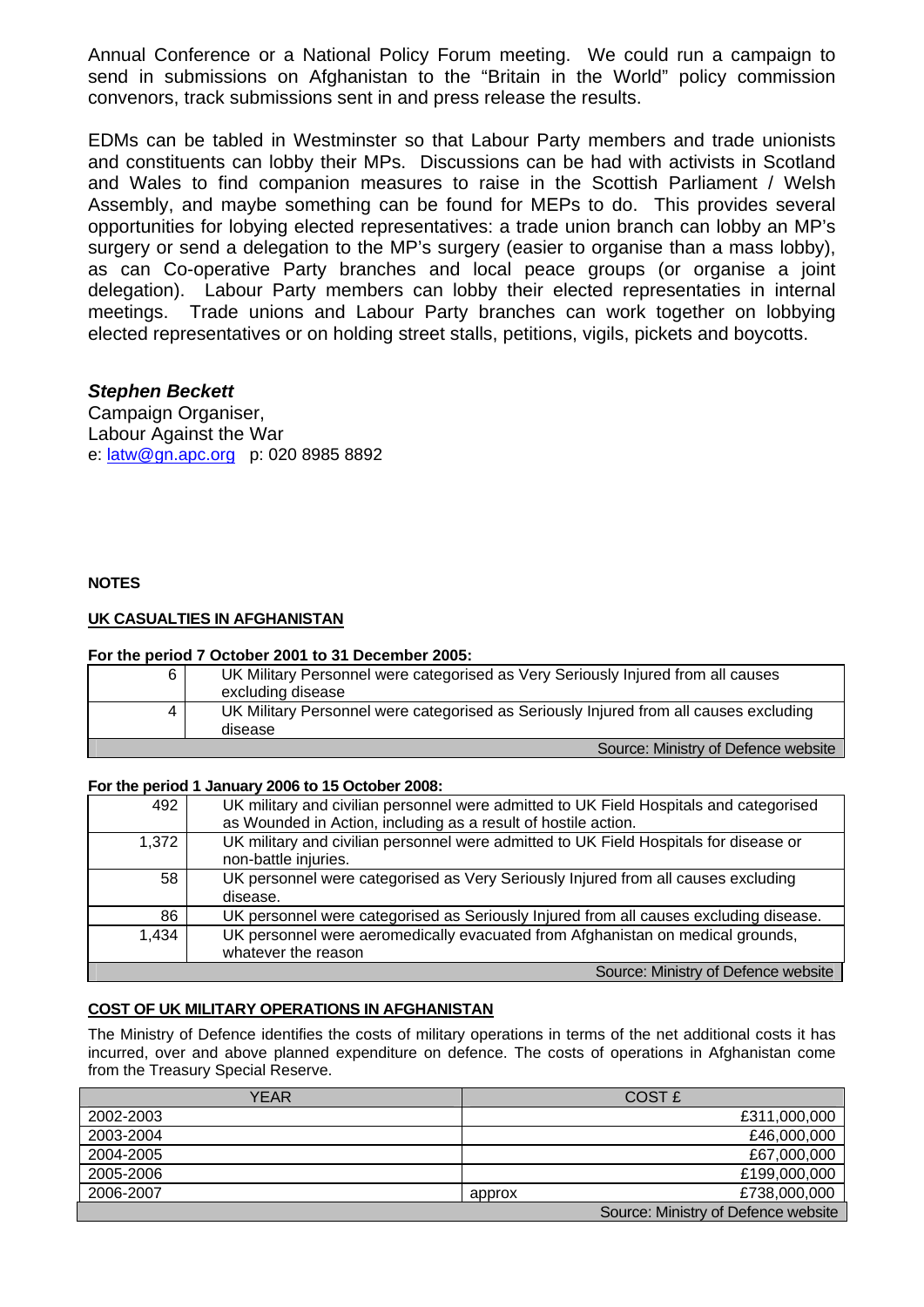Annual Conference or a National Policy Forum meeting. We could run a campaign to send in submissions on Afghanistan to the "Britain in the World" policy commission convenors, track submissions sent in and press release the results.

EDMs can be tabled in Westminster so that Labour Party members and trade unionists and constituents can lobby their MPs. Discussions can be had with activists in Scotland and Wales to find companion measures to raise in the Scottish Parliament / Welsh Assembly, and maybe something can be found for MEPs to do. This provides several opportunities for lobying elected representatives: a trade union branch can lobby an MP's surgery or send a delegation to the MP's surgery (easier to organise than a mass lobby), as can Co-operative Party branches and local peace groups (or organise a joint delegation). Labour Party members can lobby their elected representaties in internal meetings. Trade unions and Labour Party branches can work together on lobbying elected representatives or on holding street stalls, petitions, vigils, pickets and boycotts.

***Stephen Beckett***
Campaign Organiser,
Labour Against the War
e: latw@gn.apc.org p: 020 8985 8892

**NOTES**

**UK CASUALTIES IN AFGHANISTAN**

**For the period 7 October 2001 to 31 December 2005:**

| | |
|---|---|
| 6 | UK Military Personnel were categorised as Very Seriously Injured from all causes excluding disease |
| 4 | UK Military Personnel were categorised as Seriously Injured from all causes excluding disease |
| | Source: Ministry of Defence website |

**For the period 1 January 2006 to 15 October 2008:**

| | |
|---|---|
| 492 | UK military and civilian personnel were admitted to UK Field Hospitals and categorised as Wounded in Action, including as a result of hostile action. |
| 1,372 | UK military and civilian personnel were admitted to UK Field Hospitals for disease or non-battle injuries. |
| 58 | UK personnel were categorised as Very Seriously Injured from all causes excluding disease. |
| 86 | UK personnel were categorised as Seriously Injured from all causes excluding disease. |
| 1,434 | UK personnel were aeromedically evacuated from Afghanistan on medical grounds, whatever the reason |
| | Source: Ministry of Defence website |

**COST OF UK MILITARY OPERATIONS IN AFGHANISTAN**

The Ministry of Defence identifies the costs of military operations in terms of the net additional costs it has incurred, over and above planned expenditure on defence. The costs of operations in Afghanistan come from the Treasury Special Reserve.

| YEAR | COST £ |
|---|---|
| 2002-2003 | £311,000,000 |
| 2003-2004 | £46,000,000 |
| 2004-2005 | £67,000,000 |
| 2005-2006 | £199,000,000 |
| 2006-2007 | approx £738,000,000 |
| | Source: Ministry of Defence website |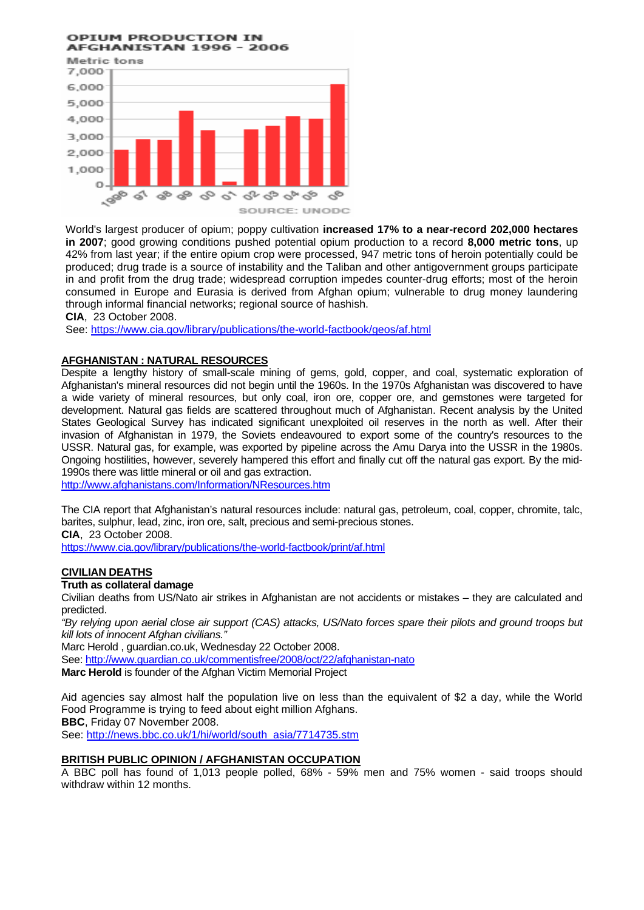OPIUM PRODUCTION IN AFGHANISTAN 1996 - 2006

Metric tons

SOURCE: UNODC

World's largest producer of opium; poppy cultivation **increased 17% to a near-record 202,000 hectares in 2007**; good growing conditions pushed potential opium production to a record **8,000 metric tons**, up 42% from last year; if the entire opium crop were processed, 947 metric tons of heroin potentially could be produced; drug trade is a source of instability and the Taliban and other antigovernment groups participate in and profit from the drug trade; widespread corruption impedes counter-drug efforts; most of the heroin consumed in Europe and Eurasia is derived from Afghan opium; vulnerable to drug money laundering through informal financial networks; regional source of hashish.

**CIA**, 23 October 2008.

See: https://www.cia.gov/library/publications/the-world-factbook/geos/af.html

## AFGHANISTAN : NATURAL RESOURCES

Despite a lengthy history of small-scale mining of gems, gold, copper, and coal, systematic exploration of Afghanistan's mineral resources did not begin until the 1960s. In the 1970s Afghanistan was discovered to have a wide variety of mineral resources, but only coal, iron ore, copper ore, and gemstones were targeted for development. Natural gas fields are scattered throughout much of Afghanistan. Recent analysis by the United States Geological Survey has indicated significant unexploited oil reserves in the north as well. After their invasion of Afghanistan in 1979, the Soviets endeavoured to export some of the country's resources to the USSR. Natural gas, for example, was exported by pipeline across the Amu Darya into the USSR in the 1980s. Ongoing hostilities, however, severely hampered this effort and finally cut off the natural gas export. By the mid-1990s there was little mineral or oil and gas extraction.

http://www.afghanistans.com/Information/NResources.htm

The CIA report that Afghanistan's natural resources include: natural gas, petroleum, coal, copper, chromite, talc, barites, sulphur, lead, zinc, iron ore, salt, precious and semi-precious stones.

**CIA**, 23 October 2008.

https://www.cia.gov/library/publications/the-world-factbook/print/af.html

## CIVILIAN DEATHS

**Truth as collateral damage**

Civilian deaths from US/Nato air strikes in Afghanistan are not accidents or mistakes – they are calculated and predicted.

*"By relying upon aerial close air support (CAS) attacks, US/Nato forces spare their pilots and ground troops but kill lots of innocent Afghan civilians."*

Marc Herold , guardian.co.uk, Wednesday 22 October 2008.

See: http://www.guardian.co.uk/commentisfree/2008/oct/22/afghanistan-nato

**Marc Herold** is founder of the Afghan Victim Memorial Project

Aid agencies say almost half the population live on less than the equivalent of $2 a day, while the World Food Programme is trying to feed about eight million Afghans.

**BBC**, Friday 07 November 2008.

See: http://news.bbc.co.uk/1/hi/world/south_asia/7714735.stm

## BRITISH PUBLIC OPINION / AFGHANISTAN OCCUPATION

A BBC poll has found of 1,013 people polled, 68% - 59% men and 75% women - said troops should withdraw within 12 months.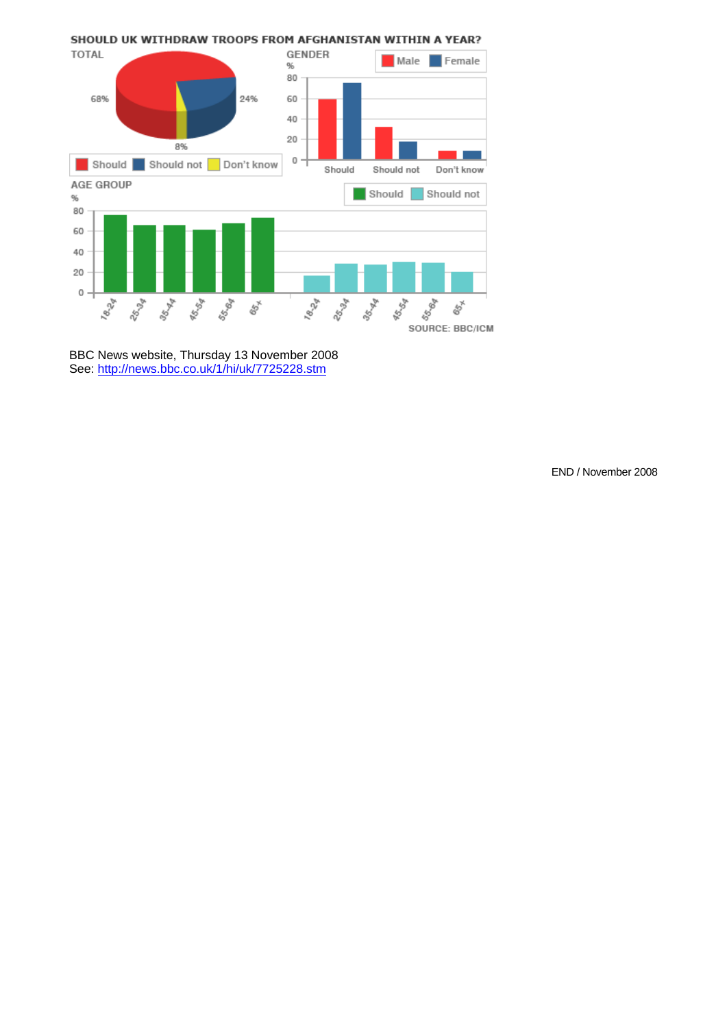SHOULD UK WITHDRAW TROOPS FROM AFGHANISTAN WITHIN A YEAR?

TOTAL

68%

24%

8%

Should Should not Don't know

GENDER

%

Male Female

80

60

40

20

0

Should Should not Don't know

AGE GROUP

%

Should Should not

80

60

40

20

0

18-24 25-34 35-44 45-54 55-64 65+ 18-24 25-34 35-44 45-54 55-64 65+

SOURCE: BBC/ICM

BBC News website, Thursday 13 November 2008
See: http://news.bbc.co.uk/1/hi/uk/7725228.stm

END / November 2008